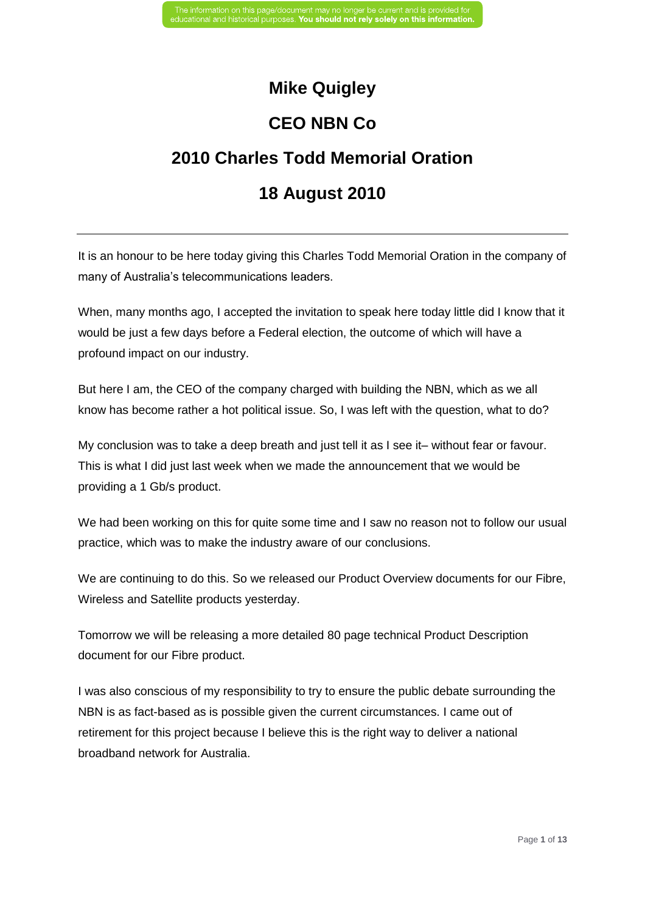# Mike Quigley

# CEO NBN Co

# 2010 Charles Todd Memorial Oration

# 18 August 2010

---

It is an honour to be here today giving this Charles Todd Memorial Oration in the company of many of Australia's telecommunications leaders.

When, many months ago, I accepted the invitation to speak here today little did I know that it would be just a few days before a Federal election, the outcome of which will have a profound impact on our industry.

But here I am, the CEO of the company charged with building the NBN, which as we all know has become rather a hot political issue. So, I was left with the question, what to do?

My conclusion was to take a deep breath and just tell it as I see it– without fear or favour. This is what I did just last week when we made the announcement that we would be providing a 1 Gb/s product.

We had been working on this for quite some time and I saw no reason not to follow our usual practice, which was to make the industry aware of our conclusions.

We are continuing to do this. So we released our Product Overview documents for our Fibre, Wireless and Satellite products yesterday.

Tomorrow we will be releasing a more detailed 80 page technical Product Description document for our Fibre product.

I was also conscious of my responsibility to try to ensure the public debate surrounding the NBN is as fact-based as is possible given the current circumstances. I came out of retirement for this project because I believe this is the right way to deliver a national broadband network for Australia.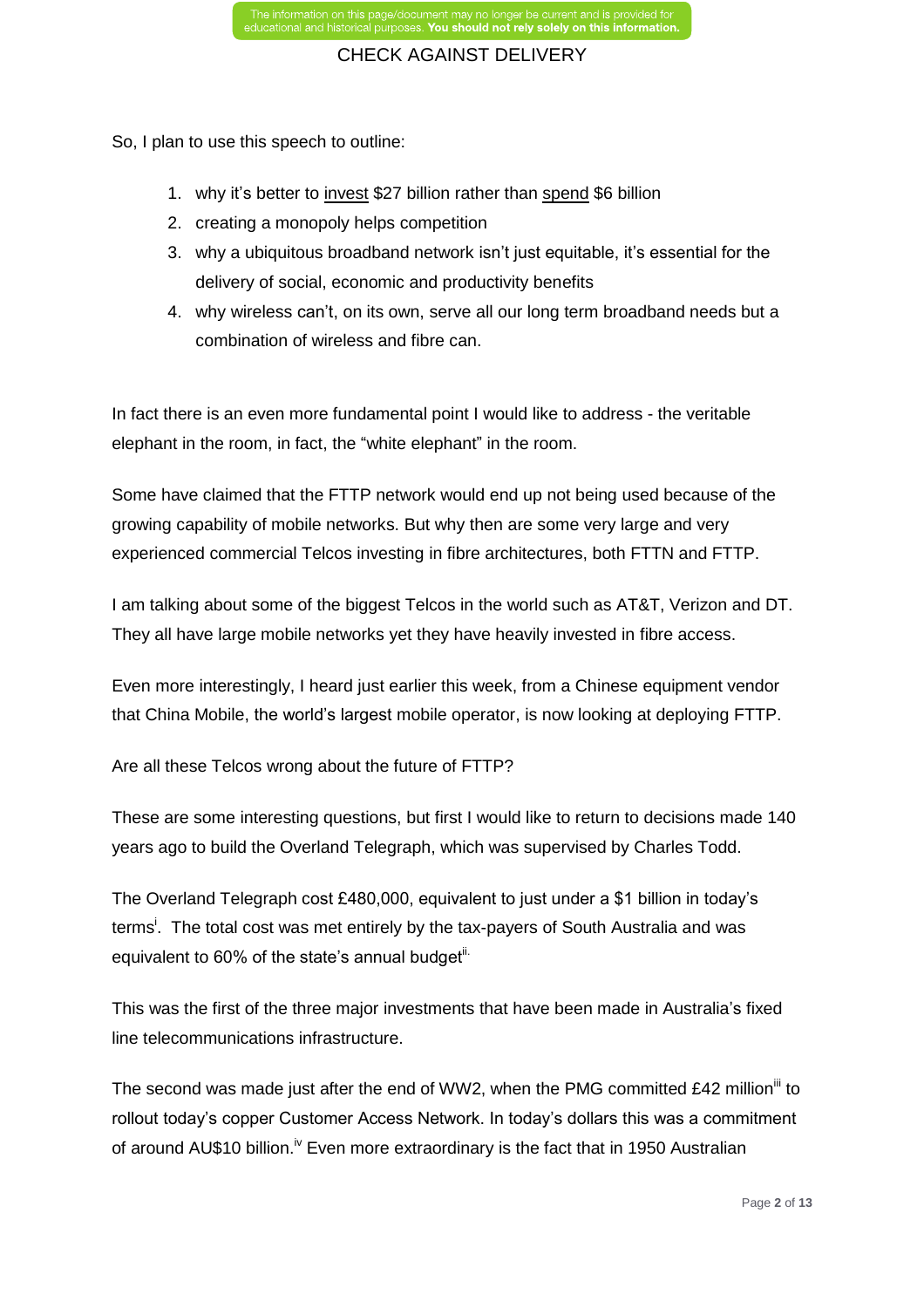So, I plan to use this speech to outline:

1. why it's better to <u>invest</u> $27 billion rather than <u>spend</u> $6 billion
2. creating a monopoly helps competition
3. why a ubiquitous broadband network isn't just equitable, it's essential for the delivery of social, economic and productivity benefits
4. why wireless can't, on its own, serve all our long term broadband needs but a combination of wireless and fibre can.

In fact there is an even more fundamental point I would like to address - the veritable elephant in the room, in fact, the "white elephant" in the room.

Some have claimed that the FTTP network would end up not being used because of the growing capability of mobile networks. But why then are some very large and very experienced commercial Telcos investing in fibre architectures, both FTTN and FTTP.

I am talking about some of the biggest Telcos in the world such as AT&T, Verizon and DT. They all have large mobile networks yet they have heavily invested in fibre access.

Even more interestingly, I heard just earlier this week, from a Chinese equipment vendor that China Mobile, the world's largest mobile operator, is now looking at deploying FTTP.

Are all these Telcos wrong about the future of FTTP?

These are some interesting questions, but first I would like to return to decisions made 140 years ago to build the Overland Telegraph, which was supervised by Charles Todd.

The Overland Telegraph cost £480,000, equivalent to just under a $1 billion in today's terms[i]. The total cost was met entirely by the tax-payers of South Australia and was equivalent to 60% of the state's annual budget[ii].

This was the first of the three major investments that have been made in Australia's fixed line telecommunications infrastructure.

The second was made just after the end of WW2, when the PMG committed £42 million[iii] to rollout today's copper Customer Access Network. In today's dollars this was a commitment of around AU$10 billion.[iv] Even more extraordinary is the fact that in 1950 Australian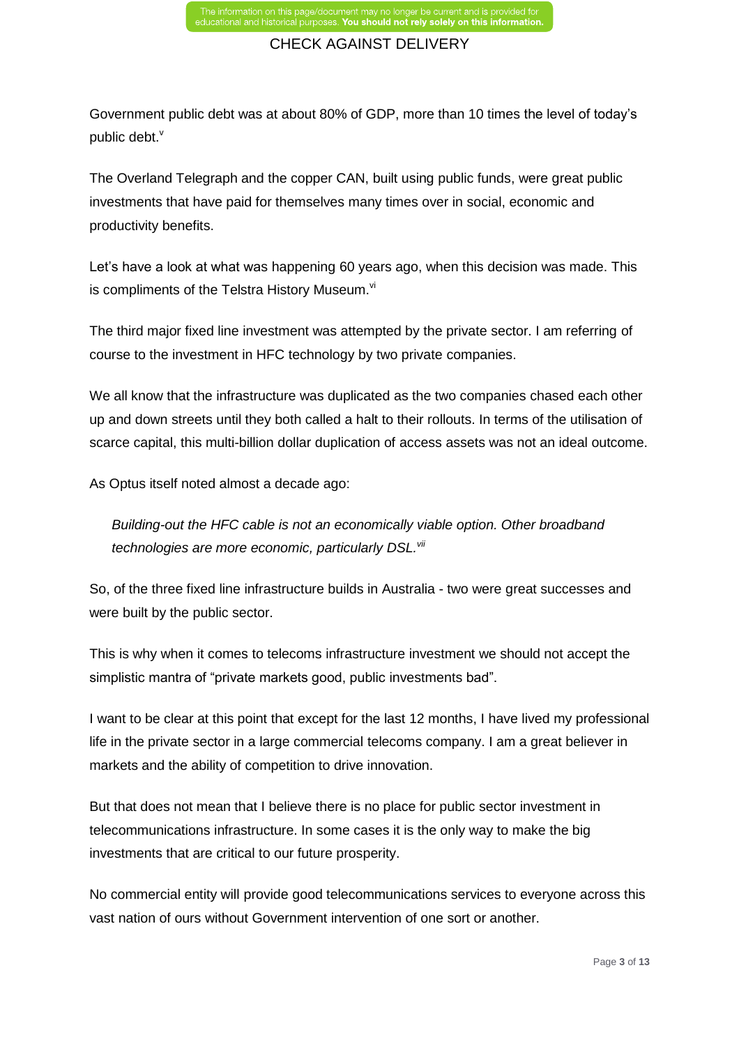Government public debt was at about 80% of GDP, more than 10 times the level of today's public debt.[v]

The Overland Telegraph and the copper CAN, built using public funds, were great public investments that have paid for themselves many times over in social, economic and productivity benefits.

Let's have a look at what was happening 60 years ago, when this decision was made. This is compliments of the Telstra History Museum.[vi]

The third major fixed line investment was attempted by the private sector. I am referring of course to the investment in HFC technology by two private companies.

We all know that the infrastructure was duplicated as the two companies chased each other up and down streets until they both called a halt to their rollouts. In terms of the utilisation of scarce capital, this multi-billion dollar duplication of access assets was not an ideal outcome.

As Optus itself noted almost a decade ago:

> *Building-out the HFC cable is not an economically viable option. Other broadband technologies are more economic, particularly DSL.*[vii]

So, of the three fixed line infrastructure builds in Australia - two were great successes and were built by the public sector.

This is why when it comes to telecoms infrastructure investment we should not accept the simplistic mantra of "private markets good, public investments bad".

I want to be clear at this point that except for the last 12 months, I have lived my professional life in the private sector in a large commercial telecoms company. I am a great believer in markets and the ability of competition to drive innovation.

But that does not mean that I believe there is no place for public sector investment in telecommunications infrastructure. In some cases it is the only way to make the big investments that are critical to our future prosperity.

No commercial entity will provide good telecommunications services to everyone across this vast nation of ours without Government intervention of one sort or another.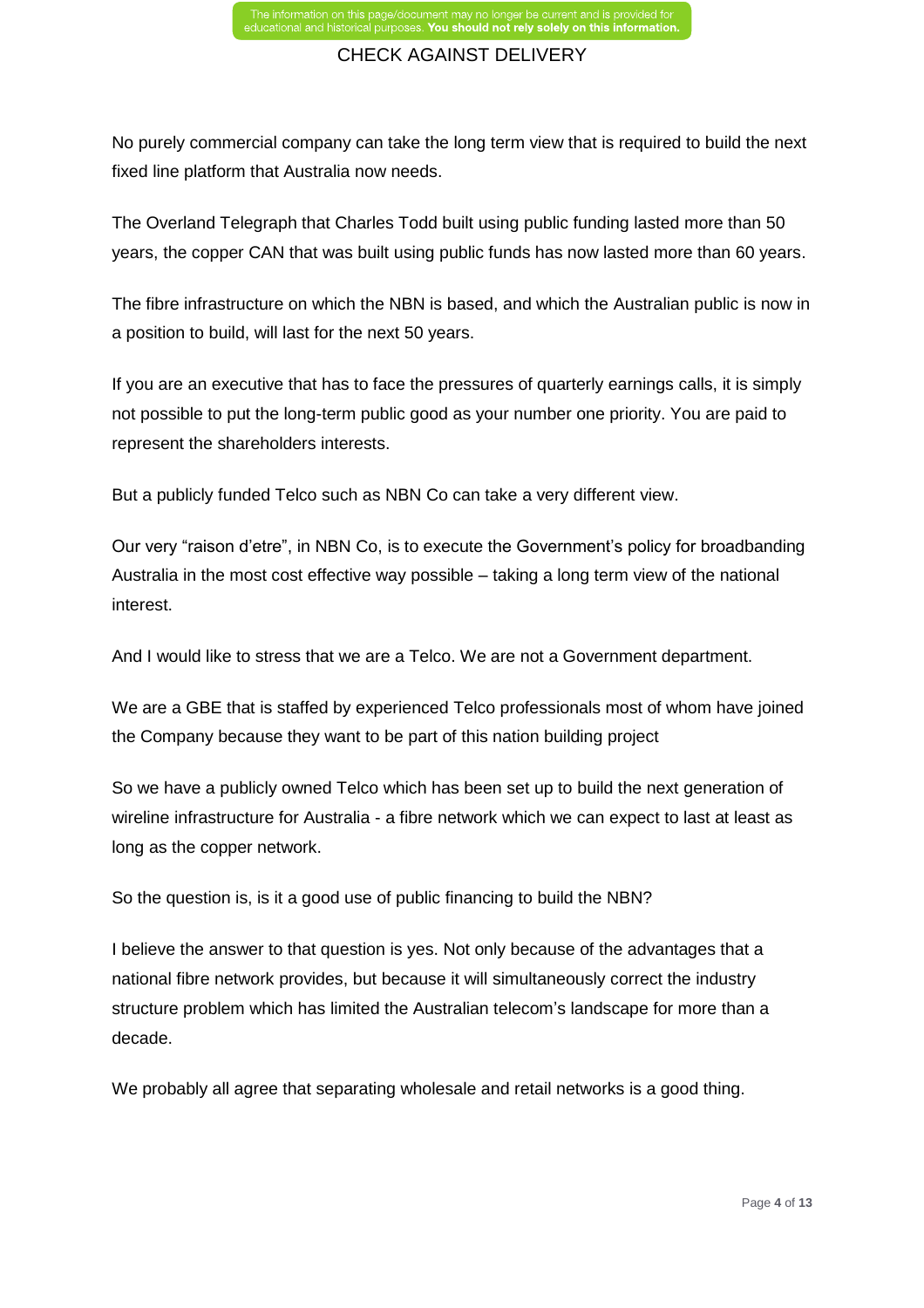No purely commercial company can take the long term view that is required to build the next fixed line platform that Australia now needs.

The Overland Telegraph that Charles Todd built using public funding lasted more than 50 years, the copper CAN that was built using public funds has now lasted more than 60 years.

The fibre infrastructure on which the NBN is based, and which the Australian public is now in a position to build, will last for the next 50 years.

If you are an executive that has to face the pressures of quarterly earnings calls, it is simply not possible to put the long-term public good as your number one priority. You are paid to represent the shareholders interests.

But a publicly funded Telco such as NBN Co can take a very different view.

Our very “raison d'etre”, in NBN Co, is to execute the Government's policy for broadbanding Australia in the most cost effective way possible – taking a long term view of the national interest.

And I would like to stress that we are a Telco. We are not a Government department.

We are a GBE that is staffed by experienced Telco professionals most of whom have joined the Company because they want to be part of this nation building project

So we have a publicly owned Telco which has been set up to build the next generation of wireline infrastructure for Australia - a fibre network which we can expect to last at least as long as the copper network.

So the question is, is it a good use of public financing to build the NBN?

I believe the answer to that question is yes. Not only because of the advantages that a national fibre network provides, but because it will simultaneously correct the industry structure problem which has limited the Australian telecom's landscape for more than a decade.

We probably all agree that separating wholesale and retail networks is a good thing.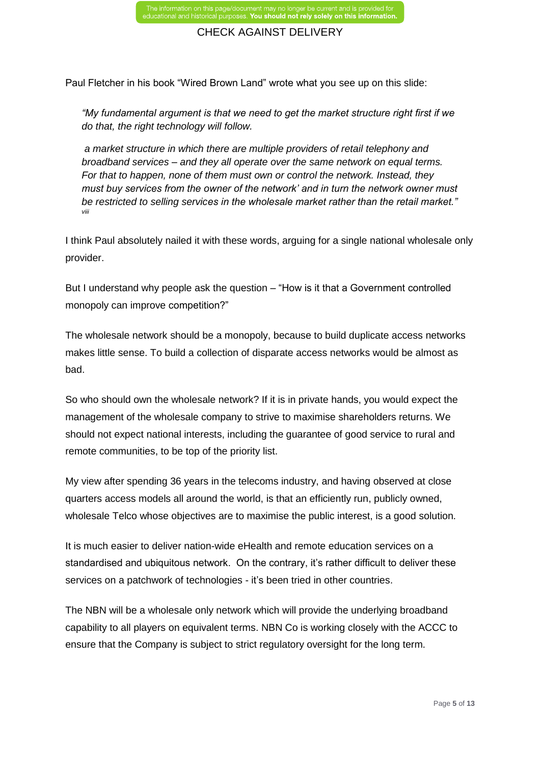Paul Fletcher in his book "Wired Brown Land" wrote what you see up on this slide:

> *"My fundamental argument is that we need to get the market structure right first if we do that, the right technology will follow.*
>
> *a market structure in which there are multiple providers of retail telephony and broadband services – and they all operate over the same network on equal terms. For that to happen, none of them must own or control the network. Instead, they must buy services from the owner of the network' and in turn the network owner must be restricted to selling services in the wholesale market rather than the retail market."* [viii]

I think Paul absolutely nailed it with these words, arguing for a single national wholesale only provider.

But I understand why people ask the question – "How is it that a Government controlled monopoly can improve competition?"

The wholesale network should be a monopoly, because to build duplicate access networks makes little sense. To build a collection of disparate access networks would be almost as bad.

So who should own the wholesale network? If it is in private hands, you would expect the management of the wholesale company to strive to maximise shareholders returns. We should not expect national interests, including the guarantee of good service to rural and remote communities, to be top of the priority list.

My view after spending 36 years in the telecoms industry, and having observed at close quarters access models all around the world, is that an efficiently run, publicly owned, wholesale Telco whose objectives are to maximise the public interest, is a good solution.

It is much easier to deliver nation-wide eHealth and remote education services on a standardised and ubiquitous network. On the contrary, it's rather difficult to deliver these services on a patchwork of technologies - it's been tried in other countries.

The NBN will be a wholesale only network which will provide the underlying broadband capability to all players on equivalent terms. NBN Co is working closely with the ACCC to ensure that the Company is subject to strict regulatory oversight for the long term.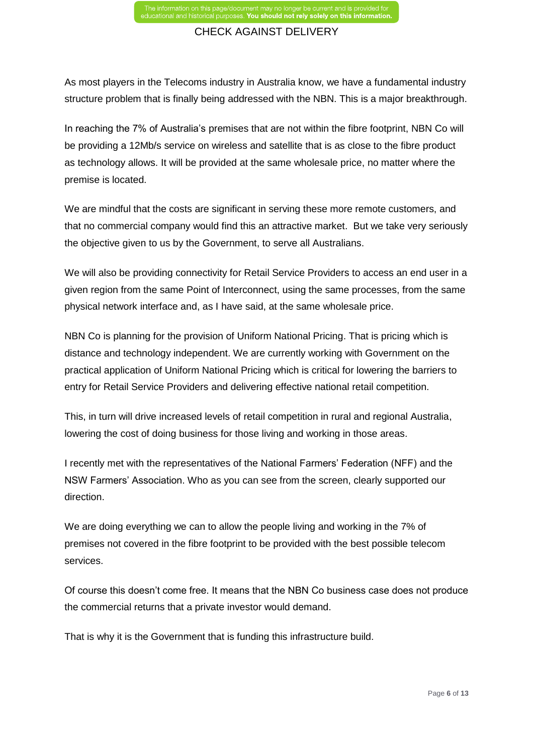As most players in the Telecoms industry in Australia know, we have a fundamental industry structure problem that is finally being addressed with the NBN. This is a major breakthrough.

In reaching the 7% of Australia's premises that are not within the fibre footprint, NBN Co will be providing a 12Mb/s service on wireless and satellite that is as close to the fibre product as technology allows. It will be provided at the same wholesale price, no matter where the premise is located.

We are mindful that the costs are significant in serving these more remote customers, and that no commercial company would find this an attractive market. But we take very seriously the objective given to us by the Government, to serve all Australians.

We will also be providing connectivity for Retail Service Providers to access an end user in a given region from the same Point of Interconnect, using the same processes, from the same physical network interface and, as I have said, at the same wholesale price.

NBN Co is planning for the provision of Uniform National Pricing. That is pricing which is distance and technology independent. We are currently working with Government on the practical application of Uniform National Pricing which is critical for lowering the barriers to entry for Retail Service Providers and delivering effective national retail competition.

This, in turn will drive increased levels of retail competition in rural and regional Australia, lowering the cost of doing business for those living and working in those areas.

I recently met with the representatives of the National Farmers' Federation (NFF) and the NSW Farmers' Association. Who as you can see from the screen, clearly supported our direction.

We are doing everything we can to allow the people living and working in the 7% of premises not covered in the fibre footprint to be provided with the best possible telecom services.

Of course this doesn't come free. It means that the NBN Co business case does not produce the commercial returns that a private investor would demand.

That is why it is the Government that is funding this infrastructure build.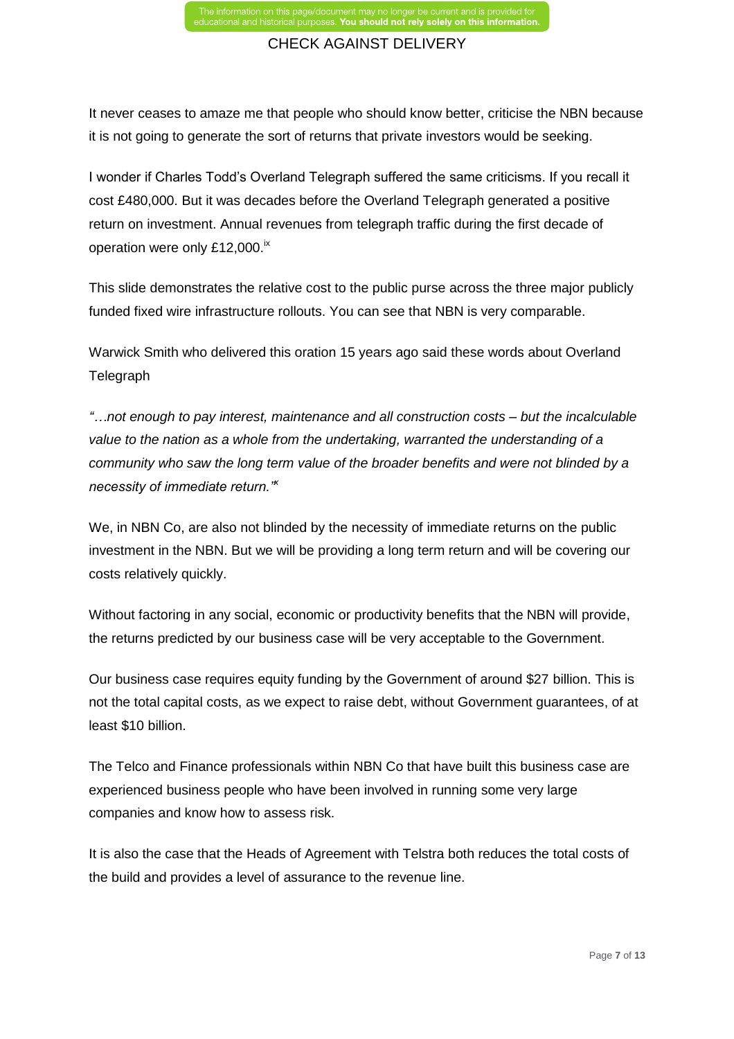It never ceases to amaze me that people who should know better, criticise the NBN because it is not going to generate the sort of returns that private investors would be seeking.

I wonder if Charles Todd's Overland Telegraph suffered the same criticisms. If you recall it cost £480,000. But it was decades before the Overland Telegraph generated a positive return on investment. Annual revenues from telegraph traffic during the first decade of operation were only £12,000.[ix]

This slide demonstrates the relative cost to the public purse across the three major publicly funded fixed wire infrastructure rollouts. You can see that NBN is very comparable.

Warwick Smith who delivered this oration 15 years ago said these words about Overland Telegraph

*"…not enough to pay interest, maintenance and all construction costs – but the incalculable value to the nation as a whole from the undertaking, warranted the understanding of a community who saw the long term value of the broader benefits and were not blinded by a necessity of immediate return."*[x]

We, in NBN Co, are also not blinded by the necessity of immediate returns on the public investment in the NBN. But we will be providing a long term return and will be covering our costs relatively quickly.

Without factoring in any social, economic or productivity benefits that the NBN will provide, the returns predicted by our business case will be very acceptable to the Government.

Our business case requires equity funding by the Government of around $27 billion. This is not the total capital costs, as we expect to raise debt, without Government guarantees, of at least $10 billion.

The Telco and Finance professionals within NBN Co that have built this business case are experienced business people who have been involved in running some very large companies and know how to assess risk.

It is also the case that the Heads of Agreement with Telstra both reduces the total costs of the build and provides a level of assurance to the revenue line.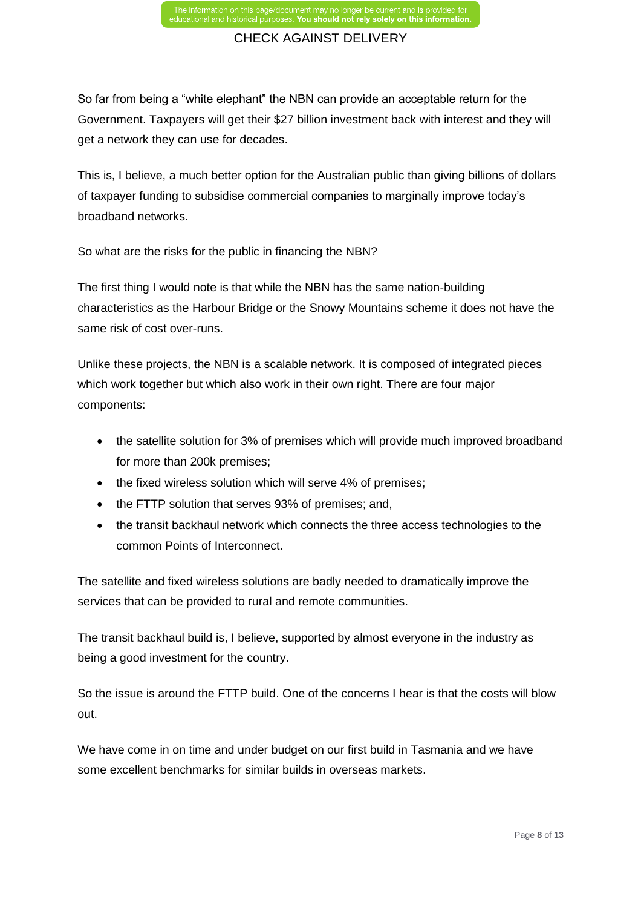So far from being a "white elephant" the NBN can provide an acceptable return for the Government. Taxpayers will get their $27 billion investment back with interest and they will get a network they can use for decades.

This is, I believe, a much better option for the Australian public than giving billions of dollars of taxpayer funding to subsidise commercial companies to marginally improve today's broadband networks.

So what are the risks for the public in financing the NBN?

The first thing I would note is that while the NBN has the same nation-building characteristics as the Harbour Bridge or the Snowy Mountains scheme it does not have the same risk of cost over-runs.

Unlike these projects, the NBN is a scalable network. It is composed of integrated pieces which work together but which also work in their own right. There are four major components:

- the satellite solution for 3% of premises which will provide much improved broadband for more than 200k premises;
- the fixed wireless solution which will serve 4% of premises;
- the FTTP solution that serves 93% of premises; and,
- the transit backhaul network which connects the three access technologies to the common Points of Interconnect.

The satellite and fixed wireless solutions are badly needed to dramatically improve the services that can be provided to rural and remote communities.

The transit backhaul build is, I believe, supported by almost everyone in the industry as being a good investment for the country.

So the issue is around the FTTP build. One of the concerns I hear is that the costs will blow out.

We have come in on time and under budget on our first build in Tasmania and we have some excellent benchmarks for similar builds in overseas markets.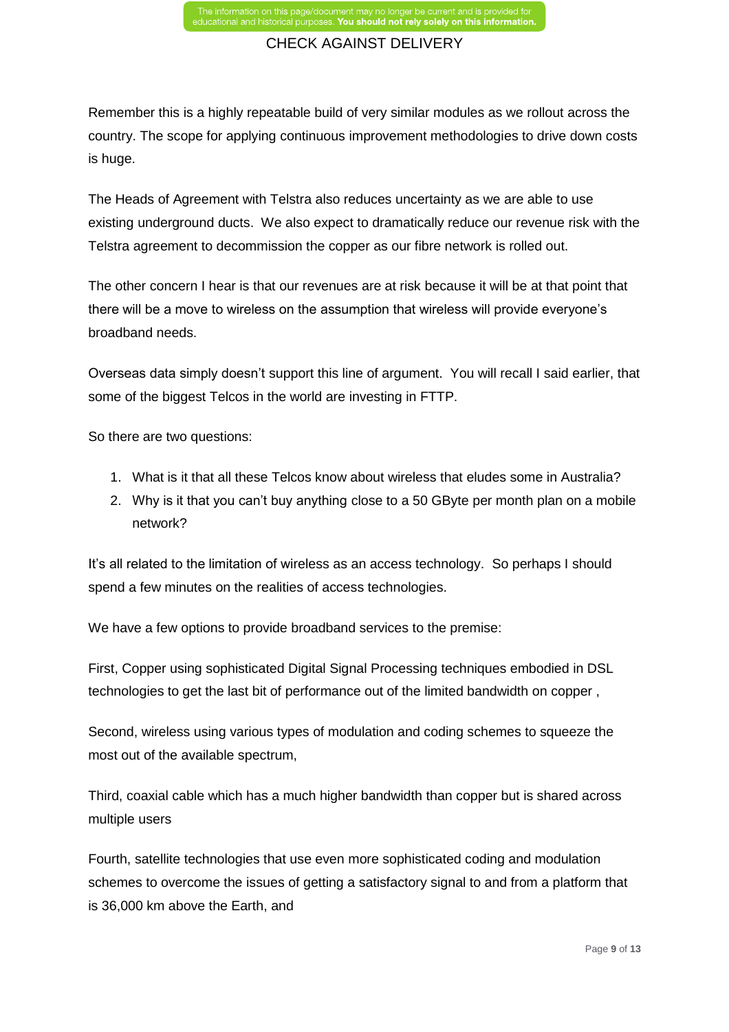Remember this is a highly repeatable build of very similar modules as we rollout across the country. The scope for applying continuous improvement methodologies to drive down costs is huge.

The Heads of Agreement with Telstra also reduces uncertainty as we are able to use existing underground ducts. We also expect to dramatically reduce our revenue risk with the Telstra agreement to decommission the copper as our fibre network is rolled out.

The other concern I hear is that our revenues are at risk because it will be at that point that there will be a move to wireless on the assumption that wireless will provide everyone's broadband needs.

Overseas data simply doesn't support this line of argument. You will recall I said earlier, that some of the biggest Telcos in the world are investing in FTTP.

So there are two questions:

1. What is it that all these Telcos know about wireless that eludes some in Australia?
2. Why is it that you can't buy anything close to a 50 GByte per month plan on a mobile network?

It's all related to the limitation of wireless as an access technology. So perhaps I should spend a few minutes on the realities of access technologies.

We have a few options to provide broadband services to the premise:

First, Copper using sophisticated Digital Signal Processing techniques embodied in DSL technologies to get the last bit of performance out of the limited bandwidth on copper ,

Second, wireless using various types of modulation and coding schemes to squeeze the most out of the available spectrum,

Third, coaxial cable which has a much higher bandwidth than copper but is shared across multiple users

Fourth, satellite technologies that use even more sophisticated coding and modulation schemes to overcome the issues of getting a satisfactory signal to and from a platform that is 36,000 km above the Earth, and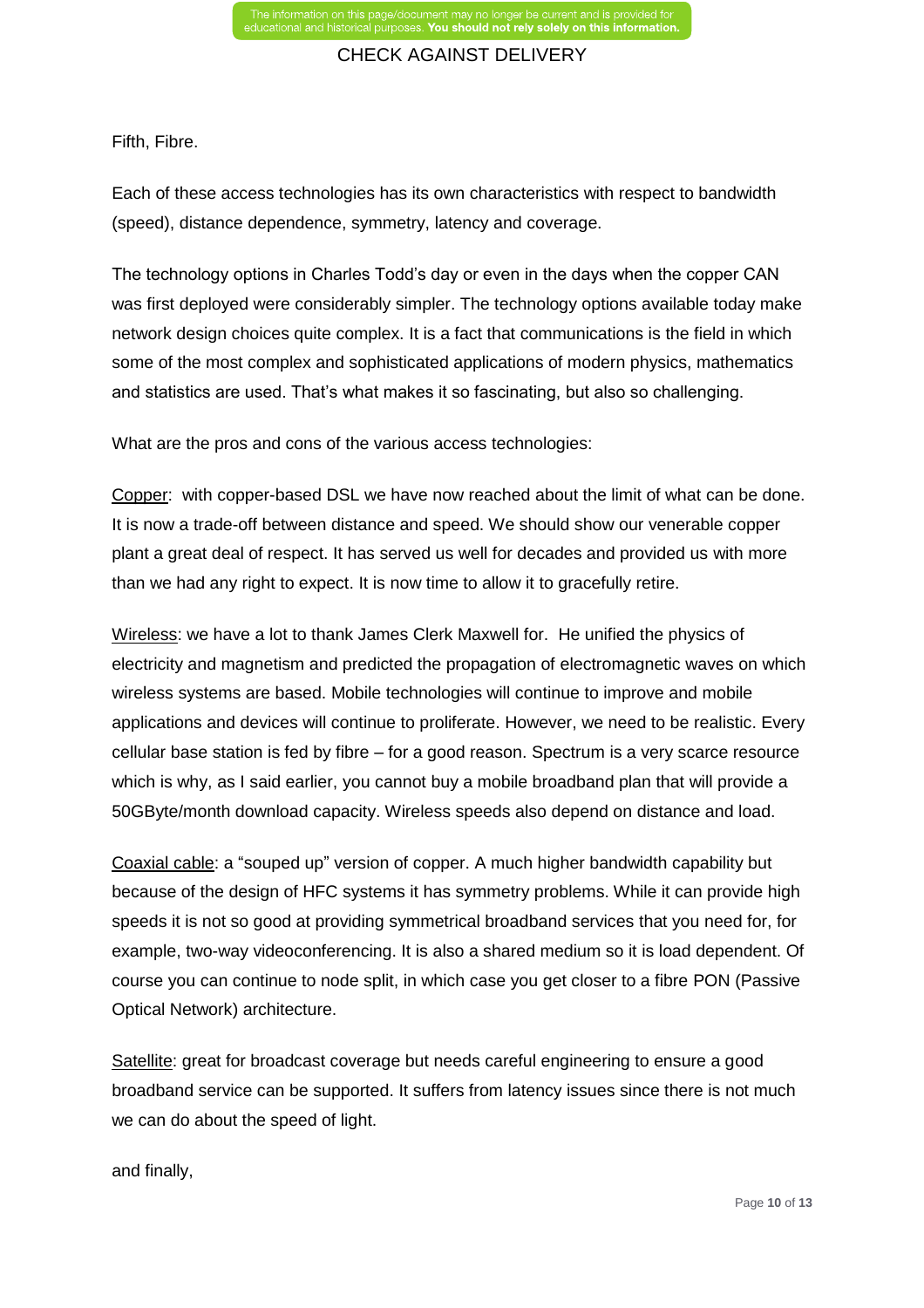Fifth, Fibre.

Each of these access technologies has its own characteristics with respect to bandwidth (speed), distance dependence, symmetry, latency and coverage.

The technology options in Charles Todd's day or even in the days when the copper CAN was first deployed were considerably simpler. The technology options available today make network design choices quite complex. It is a fact that communications is the field in which some of the most complex and sophisticated applications of modern physics, mathematics and statistics are used. That's what makes it so fascinating, but also so challenging.

What are the pros and cons of the various access technologies:

<u>Copper</u>: with copper-based DSL we have now reached about the limit of what can be done. It is now a trade-off between distance and speed. We should show our venerable copper plant a great deal of respect. It has served us well for decades and provided us with more than we had any right to expect. It is now time to allow it to gracefully retire.

<u>Wireless</u>: we have a lot to thank James Clerk Maxwell for. He unified the physics of electricity and magnetism and predicted the propagation of electromagnetic waves on which wireless systems are based. Mobile technologies will continue to improve and mobile applications and devices will continue to proliferate. However, we need to be realistic. Every cellular base station is fed by fibre – for a good reason. Spectrum is a very scarce resource which is why, as I said earlier, you cannot buy a mobile broadband plan that will provide a 50GByte/month download capacity. Wireless speeds also depend on distance and load.

<u>Coaxial cable</u>: a "souped up" version of copper. A much higher bandwidth capability but because of the design of HFC systems it has symmetry problems. While it can provide high speeds it is not so good at providing symmetrical broadband services that you need for, for example, two-way videoconferencing. It is also a shared medium so it is load dependent. Of course you can continue to node split, in which case you get closer to a fibre PON (Passive Optical Network) architecture.

<u>Satellite</u>: great for broadcast coverage but needs careful engineering to ensure a good broadband service can be supported. It suffers from latency issues since there is not much we can do about the speed of light.

and finally,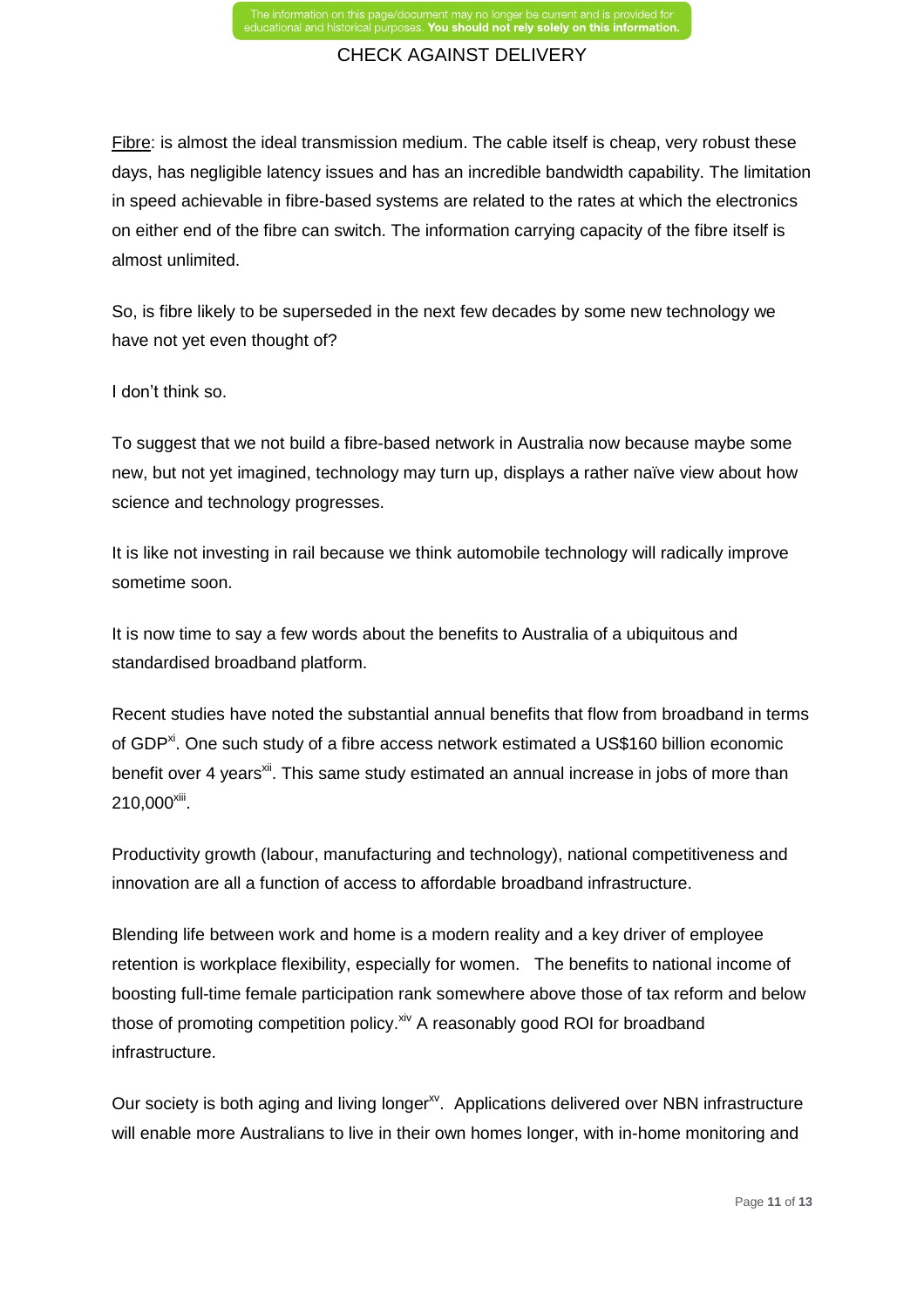Fibre: is almost the ideal transmission medium. The cable itself is cheap, very robust these days, has negligible latency issues and has an incredible bandwidth capability. The limitation in speed achievable in fibre-based systems are related to the rates at which the electronics on either end of the fibre can switch. The information carrying capacity of the fibre itself is almost unlimited.

So, is fibre likely to be superseded in the next few decades by some new technology we have not yet even thought of?

I don't think so.

To suggest that we not build a fibre-based network in Australia now because maybe some new, but not yet imagined, technology may turn up, displays a rather naïve view about how science and technology progresses.

It is like not investing in rail because we think automobile technology will radically improve sometime soon.

It is now time to say a few words about the benefits to Australia of a ubiquitous and standardised broadband platform.

Recent studies have noted the substantial annual benefits that flow from broadband in terms of GDP[xi]. One such study of a fibre access network estimated a US$160 billion economic benefit over 4 years[xii]. This same study estimated an annual increase in jobs of more than 210,000[xiii].

Productivity growth (labour, manufacturing and technology), national competitiveness and innovation are all a function of access to affordable broadband infrastructure.

Blending life between work and home is a modern reality and a key driver of employee retention is workplace flexibility, especially for women. The benefits to national income of boosting full-time female participation rank somewhere above those of tax reform and below those of promoting competition policy.[xiv] A reasonably good ROI for broadband infrastructure.

Our society is both aging and living longer[xv]. Applications delivered over NBN infrastructure will enable more Australians to live in their own homes longer, with in-home monitoring and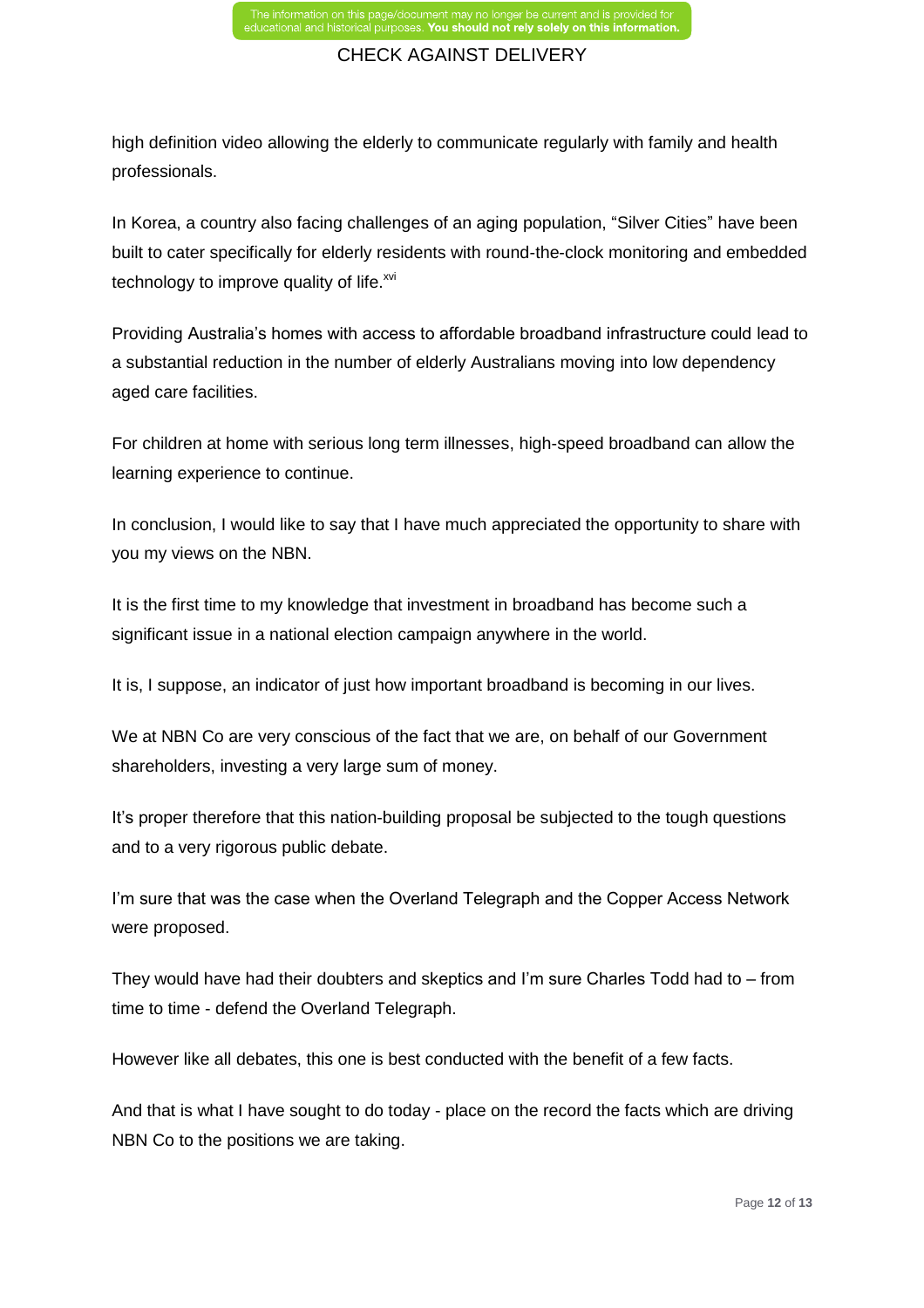high definition video allowing the elderly to communicate regularly with family and health professionals.

In Korea, a country also facing challenges of an aging population, “Silver Cities” have been built to cater specifically for elderly residents with round-the-clock monitoring and embedded technology to improve quality of life.[xvi]

Providing Australia’s homes with access to affordable broadband infrastructure could lead to a substantial reduction in the number of elderly Australians moving into low dependency aged care facilities.

For children at home with serious long term illnesses, high-speed broadband can allow the learning experience to continue.

In conclusion, I would like to say that I have much appreciated the opportunity to share with you my views on the NBN.

It is the first time to my knowledge that investment in broadband has become such a significant issue in a national election campaign anywhere in the world.

It is, I suppose, an indicator of just how important broadband is becoming in our lives.

We at NBN Co are very conscious of the fact that we are, on behalf of our Government shareholders, investing a very large sum of money.

It’s proper therefore that this nation-building proposal be subjected to the tough questions and to a very rigorous public debate.

I’m sure that was the case when the Overland Telegraph and the Copper Access Network were proposed.

They would have had their doubters and skeptics and I’m sure Charles Todd had to – from time to time - defend the Overland Telegraph.

However like all debates, this one is best conducted with the benefit of a few facts.

And that is what I have sought to do today - place on the record the facts which are driving NBN Co to the positions we are taking.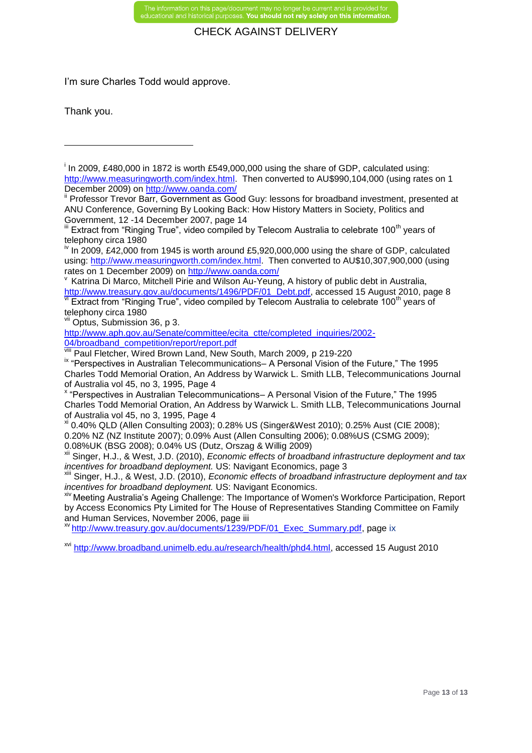I'm sure Charles Todd would approve.

Thank you.

---

[i] In 2009, £480,000 in 1872 is worth £549,000,000 using the share of GDP, calculated using: http://www.measuringworth.com/index.html. Then converted to AU$990,104,000 (using rates on 1 December 2009) on http://www.oanda.com/

[ii] Professor Trevor Barr, Government as Good Guy: lessons for broadband investment, presented at ANU Conference, Governing By Looking Back: How History Matters in Society, Politics and Government, 12 -14 December 2007, page 14

[iii] Extract from "Ringing True", video compiled by Telecom Australia to celebrate 100th years of telephony circa 1980

[iv] In 2009, £42,000 from 1945 is worth around £5,920,000,000 using the share of GDP, calculated using: http://www.measuringworth.com/index.html. Then converted to AU$10,307,900,000 (using rates on 1 December 2009) on http://www.oanda.com/

[v] Katrina Di Marco, Mitchell Pirie and Wilson Au-Yeung, A history of public debt in Australia, http://www.treasury.gov.au/documents/1496/PDF/01_Debt.pdf, accessed 15 August 2010, page 8

[vi] Extract from "Ringing True", video compiled by Telecom Australia to celebrate 100th years of telephony circa 1980

[vii] Optus, Submission 36, p 3. http://www.aph.gov.au/Senate/committee/ecita_ctte/completed_inquiries/2002-04/broadband_competition/report/report.pdf

[viii] Paul Fletcher, Wired Brown Land, New South, March 2009, p 219-220

[ix] "Perspectives in Australian Telecommunications– A Personal Vision of the Future," The 1995 Charles Todd Memorial Oration, An Address by Warwick L. Smith LLB, Telecommunications Journal of Australia vol 45, no 3, 1995, Page 4

[x] "Perspectives in Australian Telecommunications– A Personal Vision of the Future," The 1995 Charles Todd Memorial Oration, An Address by Warwick L. Smith LLB, Telecommunications Journal of Australia vol 45, no 3, 1995, Page 4

[xi] 0.40% QLD (Allen Consulting 2003); 0.28% US (Singer&West 2010); 0.25% Aust (CIE 2008); 0.20% NZ (NZ Institute 2007); 0.09% Aust (Allen Consulting 2006); 0.08%US (CSMG 2009); 0.08%UK (BSG 2008); 0.04% US (Dutz, Orszag & Willig 2009)

[xii] Singer, H.J., & West, J.D. (2010), *Economic effects of broadband infrastructure deployment and tax incentives for broadband deployment.* US: Navigant Economics, page 3

[xiii] Singer, H.J., & West, J.D. (2010), *Economic effects of broadband infrastructure deployment and tax incentives for broadband deployment.* US: Navigant Economics.

[xiv] Meeting Australia's Ageing Challenge: The Importance of Women's Workforce Participation, Report by Access Economics Pty Limited for The House of Representatives Standing Committee on Family and Human Services, November 2006, page iii

[xv] http://www.treasury.gov.au/documents/1239/PDF/01_Exec_Summary.pdf, page ix

[xvi] http://www.broadband.unimelb.edu.au/research/health/phd4.html, accessed 15 August 2010